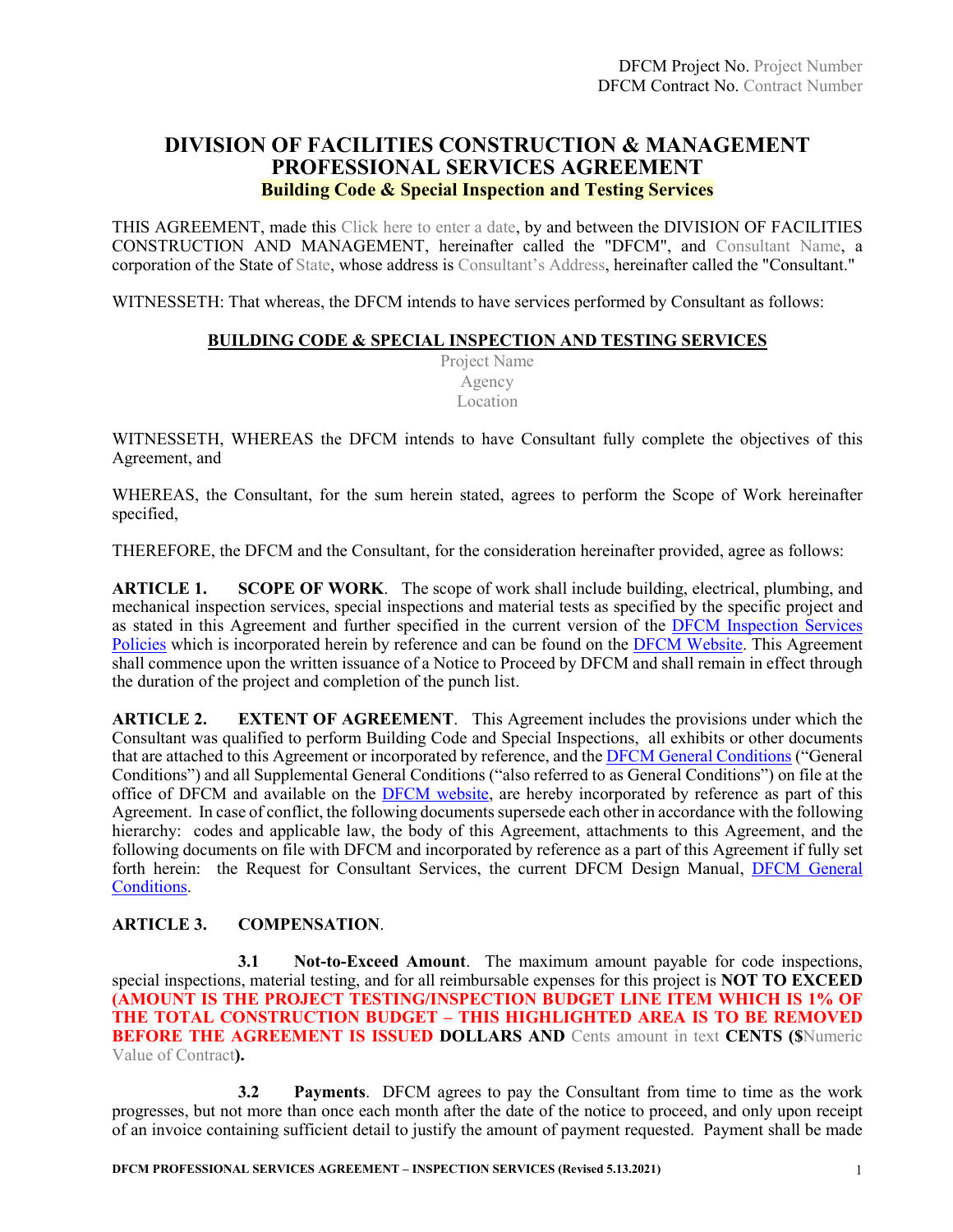DFCM Project No. Project Number
DFCM Contract No. Contract Number

# DIVISION OF FACILITIES CONSTRUCTION & MANAGEMENT PROFESSIONAL SERVICES AGREEMENT

## Building Code & Special Inspection and Testing Services

THIS AGREEMENT, made this Click here to enter a date, by and between the DIVISION OF FACILITIES CONSTRUCTION AND MANAGEMENT, hereinafter called the "DFCM", and Consultant Name, a corporation of the State of State, whose address is Consultant's Address, hereinafter called the "Consultant."

WITNESSETH: That whereas, the DFCM intends to have services performed by Consultant as follows:

**BUILDING CODE & SPECIAL INSPECTION AND TESTING SERVICES**

Project Name
Agency
Location

WITNESSETH, WHEREAS the DFCM intends to have Consultant fully complete the objectives of this Agreement, and

WHEREAS, the Consultant, for the sum herein stated, agrees to perform the Scope of Work hereinafter specified,

THEREFORE, the DFCM and the Consultant, for the consideration hereinafter provided, agree as follows:

**ARTICLE 1. SCOPE OF WORK**. The scope of work shall include building, electrical, plumbing, and mechanical inspection services, special inspections and material tests as specified by the specific project and as stated in this Agreement and further specified in the current version of the DFCM Inspection Services Policies which is incorporated herein by reference and can be found on the DFCM Website. This Agreement shall commence upon the written issuance of a Notice to Proceed by DFCM and shall remain in effect through the duration of the project and completion of the punch list.

**ARTICLE 2. EXTENT OF AGREEMENT**. This Agreement includes the provisions under which the Consultant was qualified to perform Building Code and Special Inspections, all exhibits or other documents that are attached to this Agreement or incorporated by reference, and the DFCM General Conditions ("General Conditions") and all Supplemental General Conditions ("also referred to as General Conditions") on file at the office of DFCM and available on the DFCM website, are hereby incorporated by reference as part of this Agreement. In case of conflict, the following documents supersede each other in accordance with the following hierarchy: codes and applicable law, the body of this Agreement, attachments to this Agreement, and the following documents on file with DFCM and incorporated by reference as a part of this Agreement if fully set forth herein: the Request for Consultant Services, the current DFCM Design Manual, DFCM General Conditions.

**ARTICLE 3. COMPENSATION**.

**3.1 Not-to-Exceed Amount**. The maximum amount payable for code inspections, special inspections, material testing, and for all reimbursable expenses for this project is **NOT TO EXCEED (AMOUNT IS THE PROJECT TESTING/INSPECTION BUDGET LINE ITEM WHICH IS 1% OF THE TOTAL CONSTRUCTION BUDGET – THIS HIGHLIGHTED AREA IS TO BE REMOVED BEFORE THE AGREEMENT IS ISSUED DOLLARS AND** Cents amount in text **CENTS ($**Numeric Value of Contract**).**

**3.2 Payments**. DFCM agrees to pay the Consultant from time to time as the work progresses, but not more than once each month after the date of the notice to proceed, and only upon receipt of an invoice containing sufficient detail to justify the amount of payment requested. Payment shall be made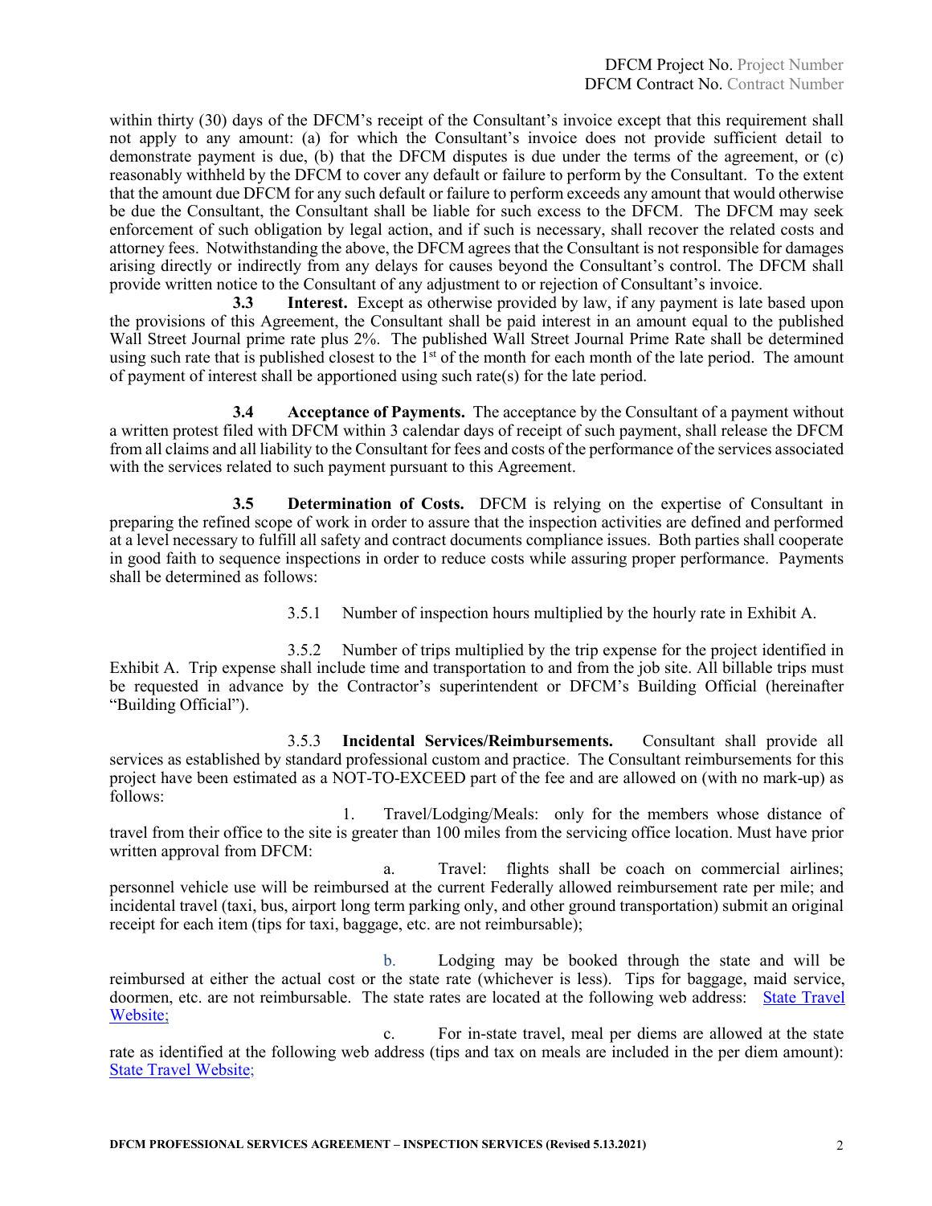within thirty (30) days of the DFCM's receipt of the Consultant's invoice except that this requirement shall not apply to any amount: (a) for which the Consultant's invoice does not provide sufficient detail to demonstrate payment is due, (b) that the DFCM disputes is due under the terms of the agreement, or (c) reasonably withheld by the DFCM to cover any default or failure to perform by the Consultant. To the extent that the amount due DFCM for any such default or failure to perform exceeds any amount that would otherwise be due the Consultant, the Consultant shall be liable for such excess to the DFCM. The DFCM may seek enforcement of such obligation by legal action, and if such is necessary, shall recover the related costs and attorney fees. Notwithstanding the above, the DFCM agrees that the Consultant is not responsible for damages arising directly or indirectly from any delays for causes beyond the Consultant's control. The DFCM shall provide written notice to the Consultant of any adjustment to or rejection of Consultant's invoice.

**3.3 Interest.** Except as otherwise provided by law, if any payment is late based upon the provisions of this Agreement, the Consultant shall be paid interest in an amount equal to the published Wall Street Journal prime rate plus 2%. The published Wall Street Journal Prime Rate shall be determined using such rate that is published closest to the 1st of the month for each month of the late period. The amount of payment of interest shall be apportioned using such rate(s) for the late period.

**3.4 Acceptance of Payments.** The acceptance by the Consultant of a payment without a written protest filed with DFCM within 3 calendar days of receipt of such payment, shall release the DFCM from all claims and all liability to the Consultant for fees and costs of the performance of the services associated with the services related to such payment pursuant to this Agreement.

**3.5 Determination of Costs.** DFCM is relying on the expertise of Consultant in preparing the refined scope of work in order to assure that the inspection activities are defined and performed at a level necessary to fulfill all safety and contract documents compliance issues. Both parties shall cooperate in good faith to sequence inspections in order to reduce costs while assuring proper performance. Payments shall be determined as follows:

3.5.1 Number of inspection hours multiplied by the hourly rate in Exhibit A.

3.5.2 Number of trips multiplied by the trip expense for the project identified in Exhibit A. Trip expense shall include time and transportation to and from the job site. All billable trips must be requested in advance by the Contractor's superintendent or DFCM's Building Official (hereinafter "Building Official").

3.5.3 **Incidental Services/Reimbursements.** Consultant shall provide all services as established by standard professional custom and practice. The Consultant reimbursements for this project have been estimated as a NOT-TO-EXCEED part of the fee and are allowed on (with no mark-up) as follows:

1. Travel/Lodging/Meals: only for the members whose distance of travel from their office to the site is greater than 100 miles from the servicing office location. Must have prior written approval from DFCM:

a. Travel: flights shall be coach on commercial airlines; personnel vehicle use will be reimbursed at the current Federally allowed reimbursement rate per mile; and incidental travel (taxi, bus, airport long term parking only, and other ground transportation) submit an original receipt for each item (tips for taxi, baggage, etc. are not reimbursable);

b. Lodging may be booked through the state and will be reimbursed at either the actual cost or the state rate (whichever is less). Tips for baggage, maid service, doormen, etc. are not reimbursable. The state rates are located at the following web address: State Travel Website;

c. For in-state travel, meal per diems are allowed at the state rate as identified at the following web address (tips and tax on meals are included in the per diem amount): State Travel Website;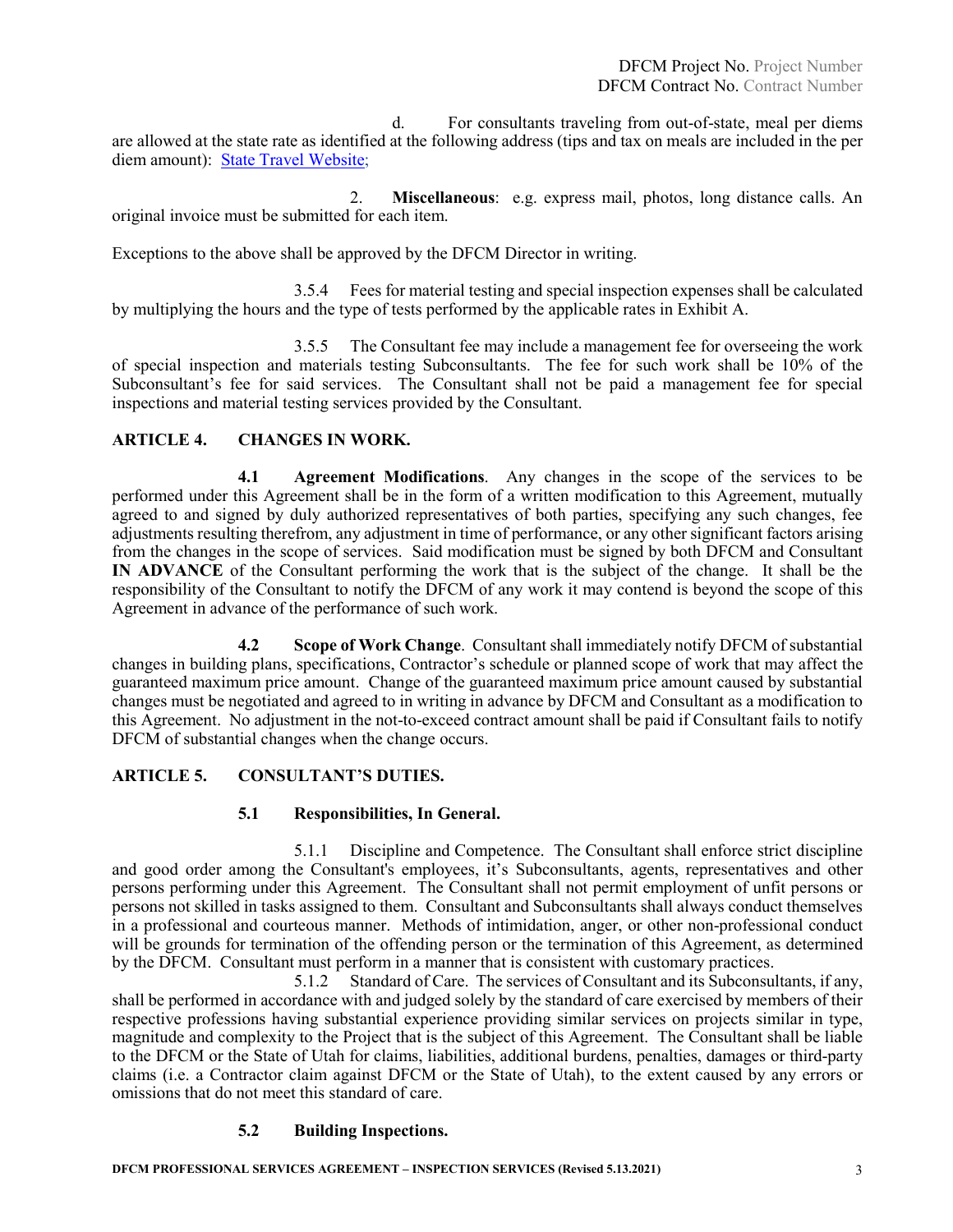d. For consultants traveling from out-of-state, meal per diems are allowed at the state rate as identified at the following address (tips and tax on meals are included in the per diem amount): State Travel Website;

2. **Miscellaneous**: e.g. express mail, photos, long distance calls. An original invoice must be submitted for each item.

Exceptions to the above shall be approved by the DFCM Director in writing.

3.5.4 Fees for material testing and special inspection expenses shall be calculated by multiplying the hours and the type of tests performed by the applicable rates in Exhibit A.

3.5.5 The Consultant fee may include a management fee for overseeing the work of special inspection and materials testing Subconsultants. The fee for such work shall be 10% of the Subconsultant's fee for said services. The Consultant shall not be paid a management fee for special inspections and material testing services provided by the Consultant.

## ARTICLE 4. CHANGES IN WORK.

**4.1 Agreement Modifications**. Any changes in the scope of the services to be performed under this Agreement shall be in the form of a written modification to this Agreement, mutually agreed to and signed by duly authorized representatives of both parties, specifying any such changes, fee adjustments resulting therefrom, any adjustment in time of performance, or any other significant factors arising from the changes in the scope of services. Said modification must be signed by both DFCM and Consultant **IN ADVANCE** of the Consultant performing the work that is the subject of the change. It shall be the responsibility of the Consultant to notify the DFCM of any work it may contend is beyond the scope of this Agreement in advance of the performance of such work.

**4.2 Scope of Work Change**. Consultant shall immediately notify DFCM of substantial changes in building plans, specifications, Contractor's schedule or planned scope of work that may affect the guaranteed maximum price amount. Change of the guaranteed maximum price amount caused by substantial changes must be negotiated and agreed to in writing in advance by DFCM and Consultant as a modification to this Agreement. No adjustment in the not-to-exceed contract amount shall be paid if Consultant fails to notify DFCM of substantial changes when the change occurs.

## ARTICLE 5. CONSULTANT'S DUTIES.

### 5.1 Responsibilities, In General.

5.1.1 Discipline and Competence. The Consultant shall enforce strict discipline and good order among the Consultant's employees, it's Subconsultants, agents, representatives and other persons performing under this Agreement. The Consultant shall not permit employment of unfit persons or persons not skilled in tasks assigned to them. Consultant and Subconsultants shall always conduct themselves in a professional and courteous manner. Methods of intimidation, anger, or other non-professional conduct will be grounds for termination of the offending person or the termination of this Agreement, as determined by the DFCM. Consultant must perform in a manner that is consistent with customary practices.

5.1.2 Standard of Care. The services of Consultant and its Subconsultants, if any, shall be performed in accordance with and judged solely by the standard of care exercised by members of their respective professions having substantial experience providing similar services on projects similar in type, magnitude and complexity to the Project that is the subject of this Agreement. The Consultant shall be liable to the DFCM or the State of Utah for claims, liabilities, additional burdens, penalties, damages or third-party claims (i.e. a Contractor claim against DFCM or the State of Utah), to the extent caused by any errors or omissions that do not meet this standard of care.

### 5.2 Building Inspections.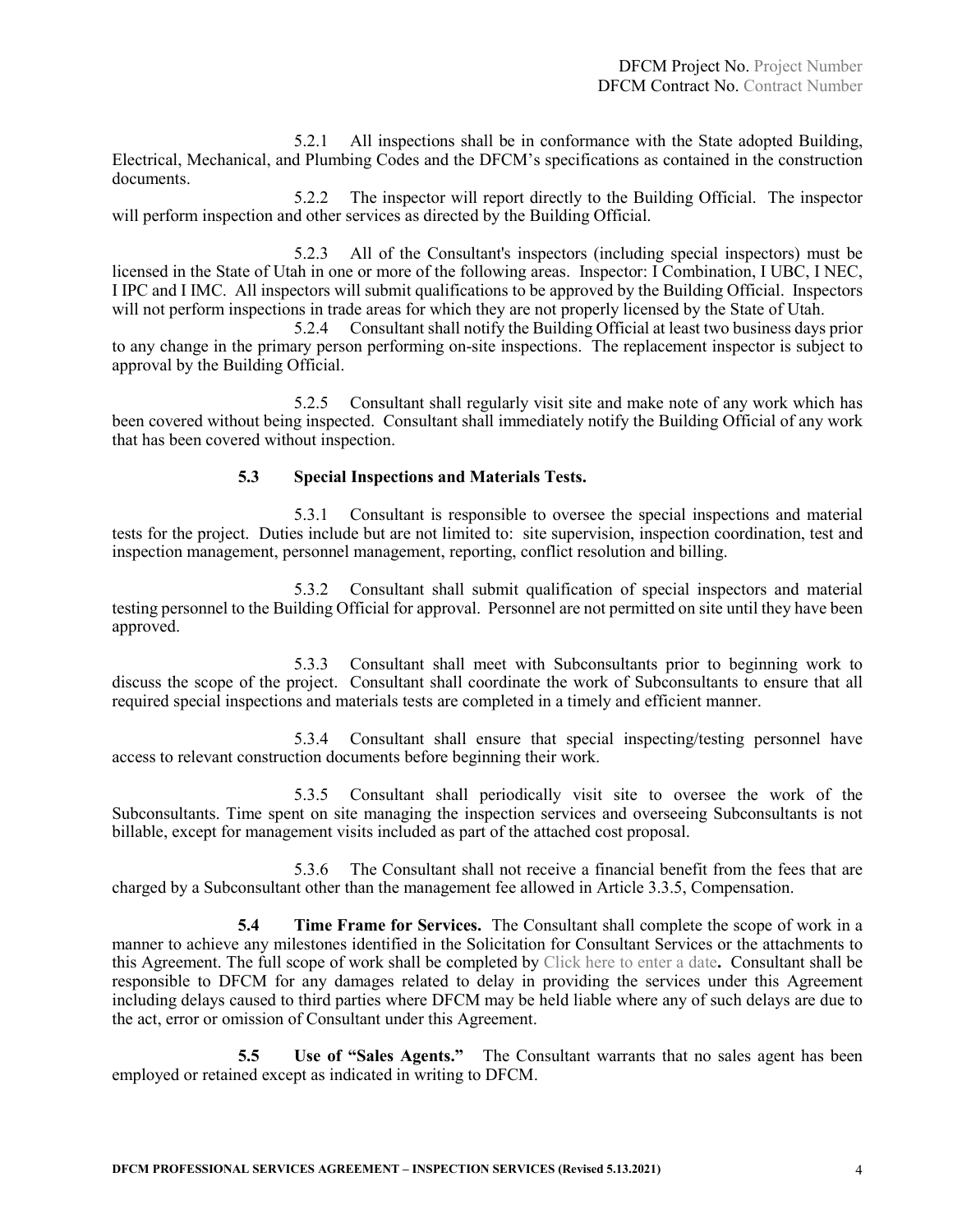5.2.1 All inspections shall be in conformance with the State adopted Building, Electrical, Mechanical, and Plumbing Codes and the DFCM's specifications as contained in the construction documents.

5.2.2 The inspector will report directly to the Building Official. The inspector will perform inspection and other services as directed by the Building Official.

5.2.3 All of the Consultant's inspectors (including special inspectors) must be licensed in the State of Utah in one or more of the following areas. Inspector: I Combination, I UBC, I NEC, I IPC and I IMC. All inspectors will submit qualifications to be approved by the Building Official. Inspectors will not perform inspections in trade areas for which they are not properly licensed by the State of Utah.

5.2.4 Consultant shall notify the Building Official at least two business days prior to any change in the primary person performing on-site inspections. The replacement inspector is subject to approval by the Building Official.

5.2.5 Consultant shall regularly visit site and make note of any work which has been covered without being inspected. Consultant shall immediately notify the Building Official of any work that has been covered without inspection.

**5.3 Special Inspections and Materials Tests.**

5.3.1 Consultant is responsible to oversee the special inspections and material tests for the project. Duties include but are not limited to: site supervision, inspection coordination, test and inspection management, personnel management, reporting, conflict resolution and billing.

5.3.2 Consultant shall submit qualification of special inspectors and material testing personnel to the Building Official for approval. Personnel are not permitted on site until they have been approved.

5.3.3 Consultant shall meet with Subconsultants prior to beginning work to discuss the scope of the project. Consultant shall coordinate the work of Subconsultants to ensure that all required special inspections and materials tests are completed in a timely and efficient manner.

5.3.4 Consultant shall ensure that special inspecting/testing personnel have access to relevant construction documents before beginning their work.

5.3.5 Consultant shall periodically visit site to oversee the work of the Subconsultants. Time spent on site managing the inspection services and overseeing Subconsultants is not billable, except for management visits included as part of the attached cost proposal.

5.3.6 The Consultant shall not receive a financial benefit from the fees that are charged by a Subconsultant other than the management fee allowed in Article 3.3.5, Compensation.

**5.4 Time Frame for Services.** The Consultant shall complete the scope of work in a manner to achieve any milestones identified in the Solicitation for Consultant Services or the attachments to this Agreement. The full scope of work shall be completed by Click here to enter a date**.** Consultant shall be responsible to DFCM for any damages related to delay in providing the services under this Agreement including delays caused to third parties where DFCM may be held liable where any of such delays are due to the act, error or omission of Consultant under this Agreement.

**5.5 Use of "Sales Agents."** The Consultant warrants that no sales agent has been employed or retained except as indicated in writing to DFCM.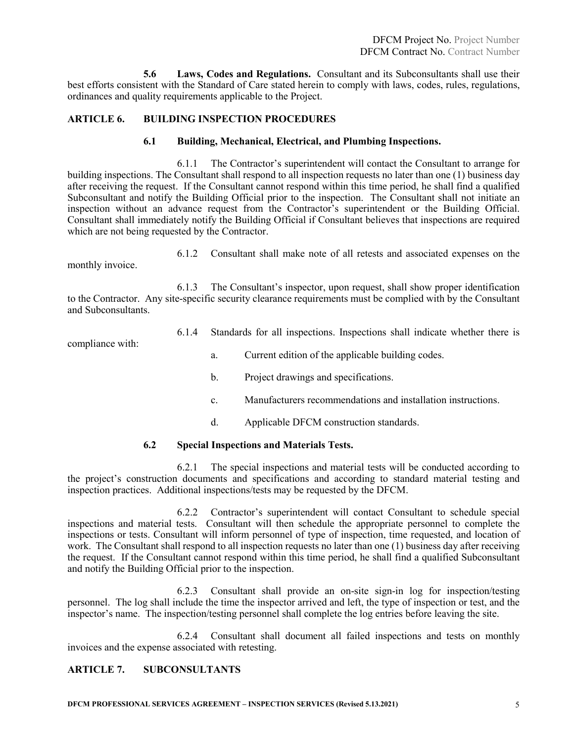**5.6 Laws, Codes and Regulations.** Consultant and its Subconsultants shall use their best efforts consistent with the Standard of Care stated herein to comply with laws, codes, rules, regulations, ordinances and quality requirements applicable to the Project.

## ARTICLE 6. BUILDING INSPECTION PROCEDURES

### 6.1 Building, Mechanical, Electrical, and Plumbing Inspections.

6.1.1 The Contractor's superintendent will contact the Consultant to arrange for building inspections. The Consultant shall respond to all inspection requests no later than one (1) business day after receiving the request. If the Consultant cannot respond within this time period, he shall find a qualified Subconsultant and notify the Building Official prior to the inspection. The Consultant shall not initiate an inspection without an advance request from the Contractor's superintendent or the Building Official. Consultant shall immediately notify the Building Official if Consultant believes that inspections are required which are not being requested by the Contractor.

6.1.2 Consultant shall make note of all retests and associated expenses on the monthly invoice.

6.1.3 The Consultant's inspector, upon request, shall show proper identification to the Contractor. Any site-specific security clearance requirements must be complied with by the Consultant and Subconsultants.

6.1.4 Standards for all inspections. Inspections shall indicate whether there is compliance with:

a. Current edition of the applicable building codes.

b. Project drawings and specifications.

c. Manufacturers recommendations and installation instructions.

d. Applicable DFCM construction standards.

### 6.2 Special Inspections and Materials Tests.

6.2.1 The special inspections and material tests will be conducted according to the project's construction documents and specifications and according to standard material testing and inspection practices. Additional inspections/tests may be requested by the DFCM.

6.2.2 Contractor's superintendent will contact Consultant to schedule special inspections and material tests. Consultant will then schedule the appropriate personnel to complete the inspections or tests. Consultant will inform personnel of type of inspection, time requested, and location of work. The Consultant shall respond to all inspection requests no later than one (1) business day after receiving the request. If the Consultant cannot respond within this time period, he shall find a qualified Subconsultant and notify the Building Official prior to the inspection.

6.2.3 Consultant shall provide an on-site sign-in log for inspection/testing personnel. The log shall include the time the inspector arrived and left, the type of inspection or test, and the inspector's name. The inspection/testing personnel shall complete the log entries before leaving the site.

6.2.4 Consultant shall document all failed inspections and tests on monthly invoices and the expense associated with retesting.

## ARTICLE 7. SUBCONSULTANTS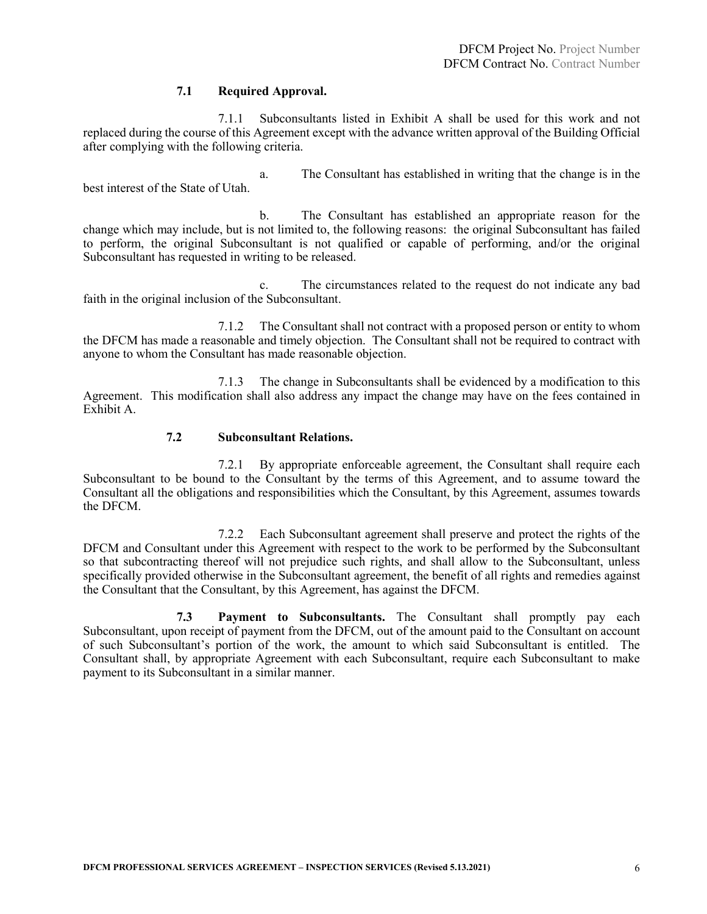### 7.1 Required Approval.

7.1.1 Subconsultants listed in Exhibit A shall be used for this work and not replaced during the course of this Agreement except with the advance written approval of the Building Official after complying with the following criteria.

a. The Consultant has established in writing that the change is in the best interest of the State of Utah.

b. The Consultant has established an appropriate reason for the change which may include, but is not limited to, the following reasons: the original Subconsultant has failed to perform, the original Subconsultant is not qualified or capable of performing, and/or the original Subconsultant has requested in writing to be released.

c. The circumstances related to the request do not indicate any bad faith in the original inclusion of the Subconsultant.

7.1.2 The Consultant shall not contract with a proposed person or entity to whom the DFCM has made a reasonable and timely objection. The Consultant shall not be required to contract with anyone to whom the Consultant has made reasonable objection.

7.1.3 The change in Subconsultants shall be evidenced by a modification to this Agreement. This modification shall also address any impact the change may have on the fees contained in Exhibit A.

### 7.2 Subconsultant Relations.

7.2.1 By appropriate enforceable agreement, the Consultant shall require each Subconsultant to be bound to the Consultant by the terms of this Agreement, and to assume toward the Consultant all the obligations and responsibilities which the Consultant, by this Agreement, assumes towards the DFCM.

7.2.2 Each Subconsultant agreement shall preserve and protect the rights of the DFCM and Consultant under this Agreement with respect to the work to be performed by the Subconsultant so that subcontracting thereof will not prejudice such rights, and shall allow to the Subconsultant, unless specifically provided otherwise in the Subconsultant agreement, the benefit of all rights and remedies against the Consultant that the Consultant, by this Agreement, has against the DFCM.

**7.3 Payment to Subconsultants.** The Consultant shall promptly pay each Subconsultant, upon receipt of payment from the DFCM, out of the amount paid to the Consultant on account of such Subconsultant's portion of the work, the amount to which said Subconsultant is entitled. The Consultant shall, by appropriate Agreement with each Subconsultant, require each Subconsultant to make payment to its Subconsultant in a similar manner.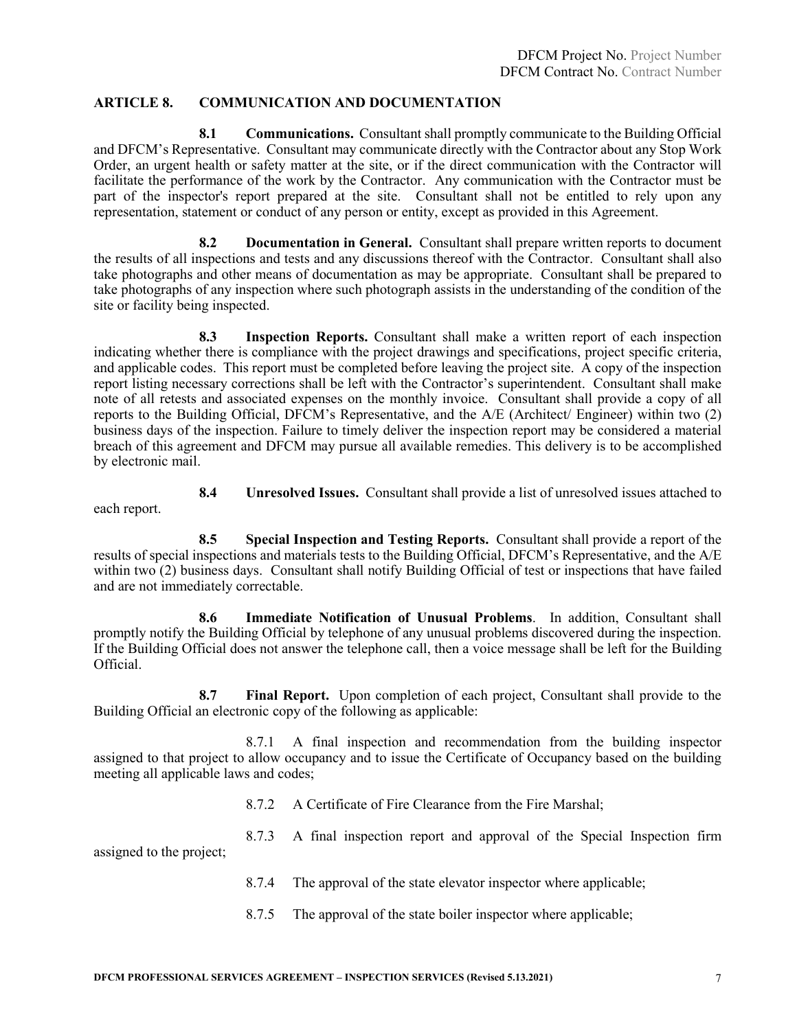## ARTICLE 8. COMMUNICATION AND DOCUMENTATION

**8.1 Communications.** Consultant shall promptly communicate to the Building Official and DFCM's Representative. Consultant may communicate directly with the Contractor about any Stop Work Order, an urgent health or safety matter at the site, or if the direct communication with the Contractor will facilitate the performance of the work by the Contractor. Any communication with the Contractor must be part of the inspector's report prepared at the site. Consultant shall not be entitled to rely upon any representation, statement or conduct of any person or entity, except as provided in this Agreement.

**8.2 Documentation in General.** Consultant shall prepare written reports to document the results of all inspections and tests and any discussions thereof with the Contractor. Consultant shall also take photographs and other means of documentation as may be appropriate. Consultant shall be prepared to take photographs of any inspection where such photograph assists in the understanding of the condition of the site or facility being inspected.

**8.3 Inspection Reports.** Consultant shall make a written report of each inspection indicating whether there is compliance with the project drawings and specifications, project specific criteria, and applicable codes. This report must be completed before leaving the project site. A copy of the inspection report listing necessary corrections shall be left with the Contractor's superintendent. Consultant shall make note of all retests and associated expenses on the monthly invoice. Consultant shall provide a copy of all reports to the Building Official, DFCM's Representative, and the A/E (Architect/ Engineer) within two (2) business days of the inspection. Failure to timely deliver the inspection report may be considered a material breach of this agreement and DFCM may pursue all available remedies. This delivery is to be accomplished by electronic mail.

**8.4 Unresolved Issues.** Consultant shall provide a list of unresolved issues attached to each report.

**8.5 Special Inspection and Testing Reports.** Consultant shall provide a report of the results of special inspections and materials tests to the Building Official, DFCM's Representative, and the A/E within two (2) business days. Consultant shall notify Building Official of test or inspections that have failed and are not immediately correctable.

**8.6 Immediate Notification of Unusual Problems**. In addition, Consultant shall promptly notify the Building Official by telephone of any unusual problems discovered during the inspection. If the Building Official does not answer the telephone call, then a voice message shall be left for the Building Official.

**8.7 Final Report.** Upon completion of each project, Consultant shall provide to the Building Official an electronic copy of the following as applicable:

8.7.1 A final inspection and recommendation from the building inspector assigned to that project to allow occupancy and to issue the Certificate of Occupancy based on the building meeting all applicable laws and codes;

8.7.2 A Certificate of Fire Clearance from the Fire Marshal;

8.7.3 A final inspection report and approval of the Special Inspection firm assigned to the project;

8.7.4 The approval of the state elevator inspector where applicable;

8.7.5 The approval of the state boiler inspector where applicable;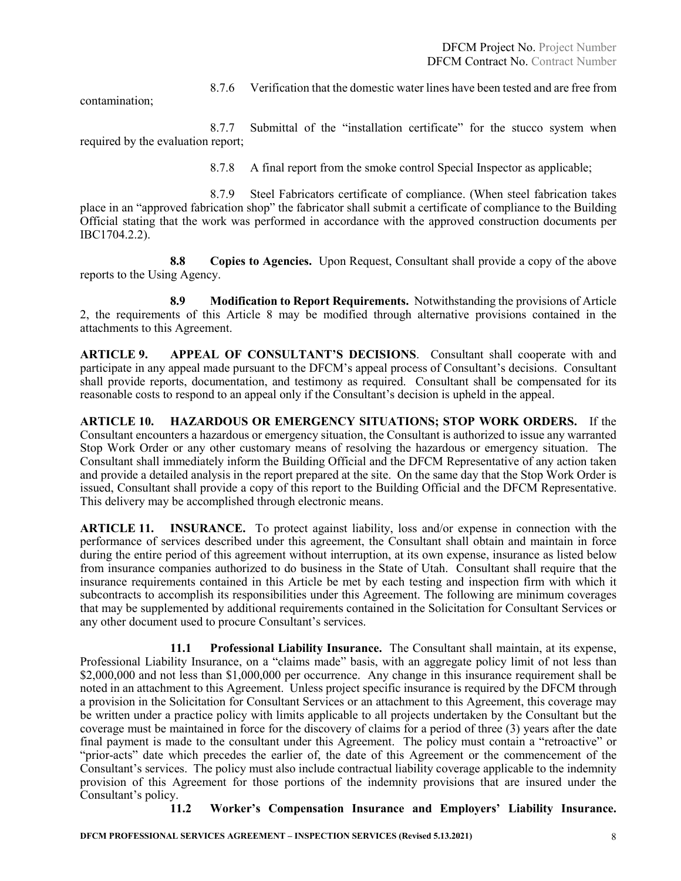8.7.6 Verification that the domestic water lines have been tested and are free from contamination;

8.7.7 Submittal of the "installation certificate" for the stucco system when required by the evaluation report;

8.7.8 A final report from the smoke control Special Inspector as applicable;

8.7.9 Steel Fabricators certificate of compliance. (When steel fabrication takes place in an "approved fabrication shop" the fabricator shall submit a certificate of compliance to the Building Official stating that the work was performed in accordance with the approved construction documents per IBC1704.2.2).

**8.8 Copies to Agencies.** Upon Request, Consultant shall provide a copy of the above reports to the Using Agency.

**8.9 Modification to Report Requirements.** Notwithstanding the provisions of Article 2, the requirements of this Article 8 may be modified through alternative provisions contained in the attachments to this Agreement.

**ARTICLE 9. APPEAL OF CONSULTANT'S DECISIONS**. Consultant shall cooperate with and participate in any appeal made pursuant to the DFCM's appeal process of Consultant's decisions. Consultant shall provide reports, documentation, and testimony as required. Consultant shall be compensated for its reasonable costs to respond to an appeal only if the Consultant's decision is upheld in the appeal.

**ARTICLE 10. HAZARDOUS OR EMERGENCY SITUATIONS; STOP WORK ORDERS.** If the Consultant encounters a hazardous or emergency situation, the Consultant is authorized to issue any warranted Stop Work Order or any other customary means of resolving the hazardous or emergency situation. The Consultant shall immediately inform the Building Official and the DFCM Representative of any action taken and provide a detailed analysis in the report prepared at the site. On the same day that the Stop Work Order is issued, Consultant shall provide a copy of this report to the Building Official and the DFCM Representative. This delivery may be accomplished through electronic means.

**ARTICLE 11. INSURANCE.** To protect against liability, loss and/or expense in connection with the performance of services described under this agreement, the Consultant shall obtain and maintain in force during the entire period of this agreement without interruption, at its own expense, insurance as listed below from insurance companies authorized to do business in the State of Utah. Consultant shall require that the insurance requirements contained in this Article be met by each testing and inspection firm with which it subcontracts to accomplish its responsibilities under this Agreement. The following are minimum coverages that may be supplemented by additional requirements contained in the Solicitation for Consultant Services or any other document used to procure Consultant's services.

**11.1 Professional Liability Insurance.** The Consultant shall maintain, at its expense, Professional Liability Insurance, on a "claims made" basis, with an aggregate policy limit of not less than $2,000,000 and not less than $1,000,000 per occurrence. Any change in this insurance requirement shall be noted in an attachment to this Agreement. Unless project specific insurance is required by the DFCM through a provision in the Solicitation for Consultant Services or an attachment to this Agreement, this coverage may be written under a practice policy with limits applicable to all projects undertaken by the Consultant but the coverage must be maintained in force for the discovery of claims for a period of three (3) years after the date final payment is made to the consultant under this Agreement. The policy must contain a "retroactive" or "prior-acts" date which precedes the earlier of, the date of this Agreement or the commencement of the Consultant's services. The policy must also include contractual liability coverage applicable to the indemnity provision of this Agreement for those portions of the indemnity provisions that are insured under the Consultant's policy.

**11.2 Worker's Compensation Insurance and Employers' Liability Insurance.**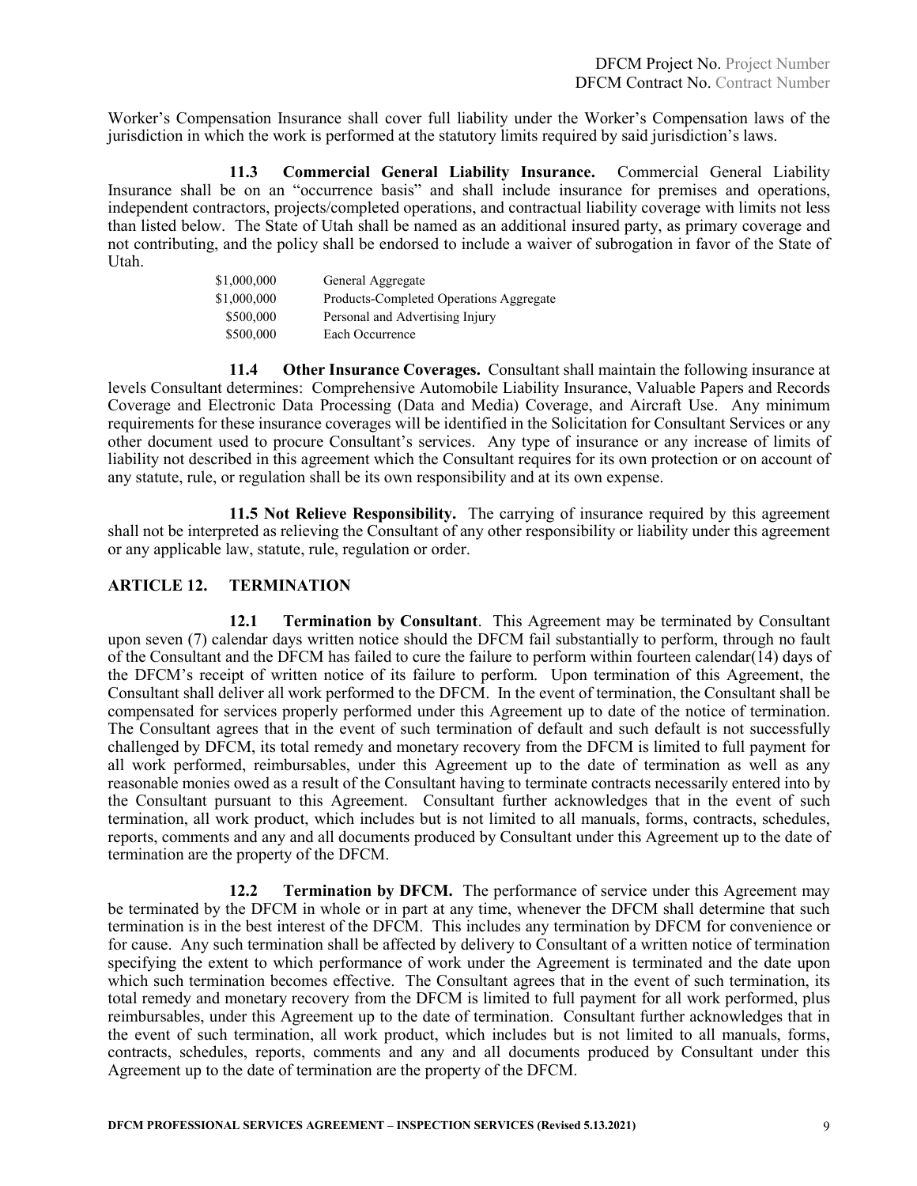Worker's Compensation Insurance shall cover full liability under the Worker's Compensation laws of the jurisdiction in which the work is performed at the statutory limits required by said jurisdiction's laws.

**11.3 Commercial General Liability Insurance.** Commercial General Liability Insurance shall be on an "occurrence basis" and shall include insurance for premises and operations, independent contractors, projects/completed operations, and contractual liability coverage with limits not less than listed below. The State of Utah shall be named as an additional insured party, as primary coverage and not contributing, and the policy shall be endorsed to include a waiver of subrogation in favor of the State of Utah.

| | |
|---|---|
| $1,000,000 | General Aggregate |
| $1,000,000 | Products-Completed Operations Aggregate |
| $500,000 | Personal and Advertising Injury |
| $500,000 | Each Occurrence |

**11.4 Other Insurance Coverages.** Consultant shall maintain the following insurance at levels Consultant determines: Comprehensive Automobile Liability Insurance, Valuable Papers and Records Coverage and Electronic Data Processing (Data and Media) Coverage, and Aircraft Use. Any minimum requirements for these insurance coverages will be identified in the Solicitation for Consultant Services or any other document used to procure Consultant's services. Any type of insurance or any increase of limits of liability not described in this agreement which the Consultant requires for its own protection or on account of any statute, rule, or regulation shall be its own responsibility and at its own expense.

**11.5 Not Relieve Responsibility.** The carrying of insurance required by this agreement shall not be interpreted as relieving the Consultant of any other responsibility or liability under this agreement or any applicable law, statute, rule, regulation or order.

## ARTICLE 12. TERMINATION

**12.1 Termination by Consultant**. This Agreement may be terminated by Consultant upon seven (7) calendar days written notice should the DFCM fail substantially to perform, through no fault of the Consultant and the DFCM has failed to cure the failure to perform within fourteen calendar(14) days of the DFCM's receipt of written notice of its failure to perform. Upon termination of this Agreement, the Consultant shall deliver all work performed to the DFCM. In the event of termination, the Consultant shall be compensated for services properly performed under this Agreement up to date of the notice of termination. The Consultant agrees that in the event of such termination of default and such default is not successfully challenged by DFCM, its total remedy and monetary recovery from the DFCM is limited to full payment for all work performed, reimbursables, under this Agreement up to the date of termination as well as any reasonable monies owed as a result of the Consultant having to terminate contracts necessarily entered into by the Consultant pursuant to this Agreement. Consultant further acknowledges that in the event of such termination, all work product, which includes but is not limited to all manuals, forms, contracts, schedules, reports, comments and any and all documents produced by Consultant under this Agreement up to the date of termination are the property of the DFCM.

**12.2 Termination by DFCM.** The performance of service under this Agreement may be terminated by the DFCM in whole or in part at any time, whenever the DFCM shall determine that such termination is in the best interest of the DFCM. This includes any termination by DFCM for convenience or for cause. Any such termination shall be affected by delivery to Consultant of a written notice of termination specifying the extent to which performance of work under the Agreement is terminated and the date upon which such termination becomes effective. The Consultant agrees that in the event of such termination, its total remedy and monetary recovery from the DFCM is limited to full payment for all work performed, plus reimbursables, under this Agreement up to the date of termination. Consultant further acknowledges that in the event of such termination, all work product, which includes but is not limited to all manuals, forms, contracts, schedules, reports, comments and any and all documents produced by Consultant under this Agreement up to the date of termination are the property of the DFCM.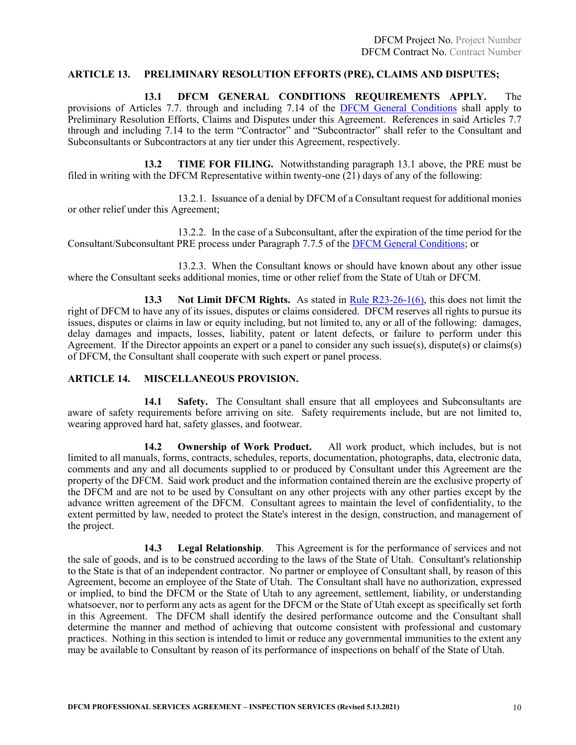## ARTICLE 13. PRELIMINARY RESOLUTION EFFORTS (PRE), CLAIMS AND DISPUTES;

**13.1 DFCM GENERAL CONDITIONS REQUIREMENTS APPLY.** The provisions of Articles 7.7. through and including 7.14 of the DFCM General Conditions shall apply to Preliminary Resolution Efforts, Claims and Disputes under this Agreement. References in said Articles 7.7 through and including 7.14 to the term "Contractor" and "Subcontractor" shall refer to the Consultant and Subconsultants or Subcontractors at any tier under this Agreement, respectively.

**13.2 TIME FOR FILING.** Notwithstanding paragraph 13.1 above, the PRE must be filed in writing with the DFCM Representative within twenty-one (21) days of any of the following:

13.2.1. Issuance of a denial by DFCM of a Consultant request for additional monies or other relief under this Agreement;

13.2.2. In the case of a Subconsultant, after the expiration of the time period for the Consultant/Subconsultant PRE process under Paragraph 7.7.5 of the DFCM General Conditions; or

13.2.3. When the Consultant knows or should have known about any other issue where the Consultant seeks additional monies, time or other relief from the State of Utah or DFCM.

**13.3 Not Limit DFCM Rights.** As stated in Rule R23-26-1(6), this does not limit the right of DFCM to have any of its issues, disputes or claims considered. DFCM reserves all rights to pursue its issues, disputes or claims in law or equity including, but not limited to, any or all of the following: damages, delay damages and impacts, losses, liability, patent or latent defects, or failure to perform under this Agreement. If the Director appoints an expert or a panel to consider any such issue(s), dispute(s) or claims(s) of DFCM, the Consultant shall cooperate with such expert or panel process.

## ARTICLE 14. MISCELLANEOUS PROVISION.

**14.1 Safety.** The Consultant shall ensure that all employees and Subconsultants are aware of safety requirements before arriving on site. Safety requirements include, but are not limited to, wearing approved hard hat, safety glasses, and footwear.

**14.2 Ownership of Work Product.** All work product, which includes, but is not limited to all manuals, forms, contracts, schedules, reports, documentation, photographs, data, electronic data, comments and any and all documents supplied to or produced by Consultant under this Agreement are the property of the DFCM. Said work product and the information contained therein are the exclusive property of the DFCM and are not to be used by Consultant on any other projects with any other parties except by the advance written agreement of the DFCM. Consultant agrees to maintain the level of confidentiality, to the extent permitted by law, needed to protect the State's interest in the design, construction, and management of the project.

**14.3 Legal Relationship**. This Agreement is for the performance of services and not the sale of goods, and is to be construed according to the laws of the State of Utah. Consultant's relationship to the State is that of an independent contractor. No partner or employee of Consultant shall, by reason of this Agreement, become an employee of the State of Utah. The Consultant shall have no authorization, expressed or implied, to bind the DFCM or the State of Utah to any agreement, settlement, liability, or understanding whatsoever, nor to perform any acts as agent for the DFCM or the State of Utah except as specifically set forth in this Agreement. The DFCM shall identify the desired performance outcome and the Consultant shall determine the manner and method of achieving that outcome consistent with professional and customary practices. Nothing in this section is intended to limit or reduce any governmental immunities to the extent any may be available to Consultant by reason of its performance of inspections on behalf of the State of Utah.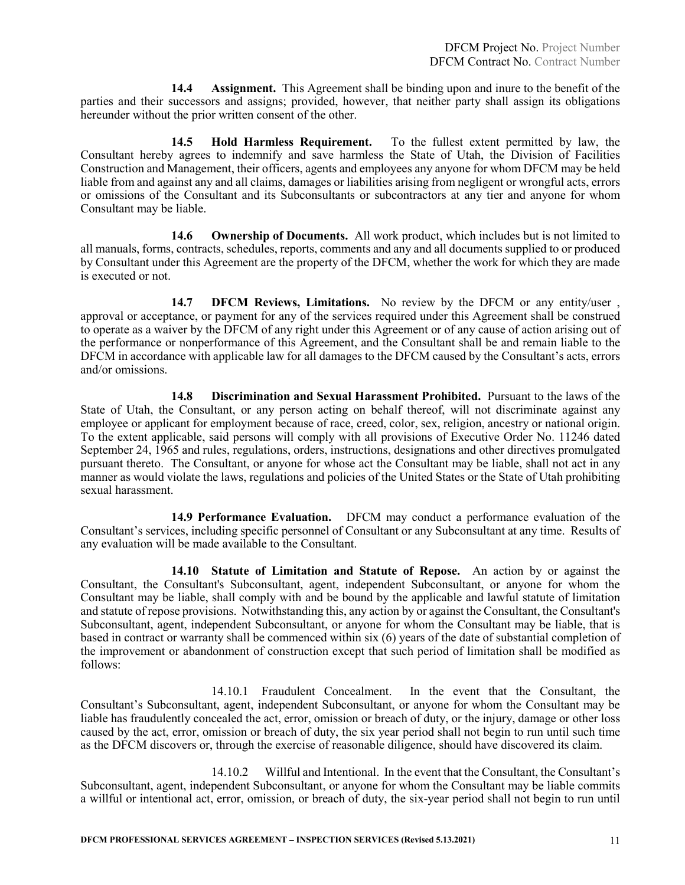**14.4 Assignment.** This Agreement shall be binding upon and inure to the benefit of the parties and their successors and assigns; provided, however, that neither party shall assign its obligations hereunder without the prior written consent of the other.

**14.5 Hold Harmless Requirement.** To the fullest extent permitted by law, the Consultant hereby agrees to indemnify and save harmless the State of Utah, the Division of Facilities Construction and Management, their officers, agents and employees any anyone for whom DFCM may be held liable from and against any and all claims, damages or liabilities arising from negligent or wrongful acts, errors or omissions of the Consultant and its Subconsultants or subcontractors at any tier and anyone for whom Consultant may be liable.

**14.6 Ownership of Documents.** All work product, which includes but is not limited to all manuals, forms, contracts, schedules, reports, comments and any and all documents supplied to or produced by Consultant under this Agreement are the property of the DFCM, whether the work for which they are made is executed or not.

**14.7 DFCM Reviews, Limitations.** No review by the DFCM or any entity/user , approval or acceptance, or payment for any of the services required under this Agreement shall be construed to operate as a waiver by the DFCM of any right under this Agreement or of any cause of action arising out of the performance or nonperformance of this Agreement, and the Consultant shall be and remain liable to the DFCM in accordance with applicable law for all damages to the DFCM caused by the Consultant's acts, errors and/or omissions.

**14.8 Discrimination and Sexual Harassment Prohibited.** Pursuant to the laws of the State of Utah, the Consultant, or any person acting on behalf thereof, will not discriminate against any employee or applicant for employment because of race, creed, color, sex, religion, ancestry or national origin. To the extent applicable, said persons will comply with all provisions of Executive Order No. 11246 dated September 24, 1965 and rules, regulations, orders, instructions, designations and other directives promulgated pursuant thereto. The Consultant, or anyone for whose act the Consultant may be liable, shall not act in any manner as would violate the laws, regulations and policies of the United States or the State of Utah prohibiting sexual harassment.

**14.9 Performance Evaluation.** DFCM may conduct a performance evaluation of the Consultant's services, including specific personnel of Consultant or any Subconsultant at any time. Results of any evaluation will be made available to the Consultant.

**14.10 Statute of Limitation and Statute of Repose.** An action by or against the Consultant, the Consultant's Subconsultant, agent, independent Subconsultant, or anyone for whom the Consultant may be liable, shall comply with and be bound by the applicable and lawful statute of limitation and statute of repose provisions. Notwithstanding this, any action by or against the Consultant, the Consultant's Subconsultant, agent, independent Subconsultant, or anyone for whom the Consultant may be liable, that is based in contract or warranty shall be commenced within six (6) years of the date of substantial completion of the improvement or abandonment of construction except that such period of limitation shall be modified as follows:

14.10.1 Fraudulent Concealment. In the event that the Consultant, the Consultant's Subconsultant, agent, independent Subconsultant, or anyone for whom the Consultant may be liable has fraudulently concealed the act, error, omission or breach of duty, or the injury, damage or other loss caused by the act, error, omission or breach of duty, the six year period shall not begin to run until such time as the DFCM discovers or, through the exercise of reasonable diligence, should have discovered its claim.

14.10.2 Willful and Intentional. In the event that the Consultant, the Consultant's Subconsultant, agent, independent Subconsultant, or anyone for whom the Consultant may be liable commits a willful or intentional act, error, omission, or breach of duty, the six-year period shall not begin to run until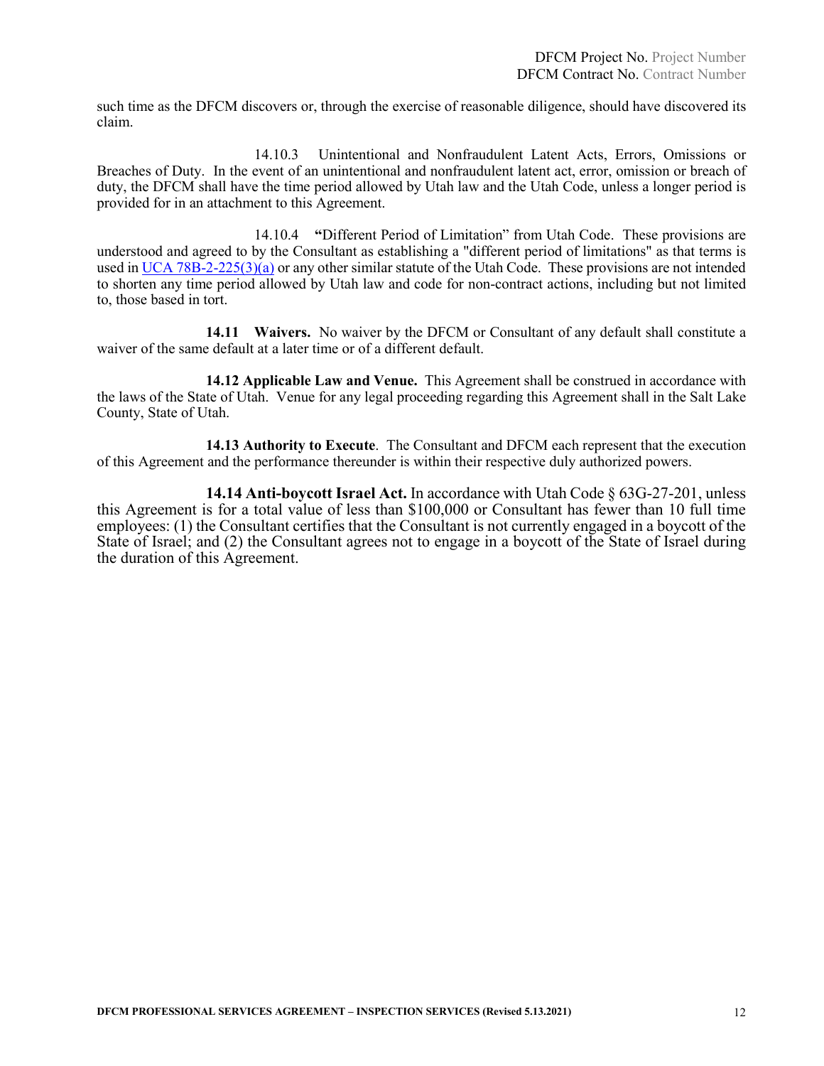such time as the DFCM discovers or, through the exercise of reasonable diligence, should have discovered its claim.

14.10.3 Unintentional and Nonfraudulent Latent Acts, Errors, Omissions or Breaches of Duty. In the event of an unintentional and nonfraudulent latent act, error, omission or breach of duty, the DFCM shall have the time period allowed by Utah law and the Utah Code, unless a longer period is provided for in an attachment to this Agreement.

14.10.4 **"**Different Period of Limitation" from Utah Code. These provisions are understood and agreed to by the Consultant as establishing a "different period of limitations" as that terms is used in UCA 78B-2-225(3)(a) or any other similar statute of the Utah Code. These provisions are not intended to shorten any time period allowed by Utah law and code for non-contract actions, including but not limited to, those based in tort.

**14.11 Waivers.** No waiver by the DFCM or Consultant of any default shall constitute a waiver of the same default at a later time or of a different default.

**14.12 Applicable Law and Venue.** This Agreement shall be construed in accordance with the laws of the State of Utah. Venue for any legal proceeding regarding this Agreement shall in the Salt Lake County, State of Utah.

**14.13 Authority to Execute**. The Consultant and DFCM each represent that the execution of this Agreement and the performance thereunder is within their respective duly authorized powers.

**14.14 Anti-boycott Israel Act.** In accordance with Utah Code § 63G-27-201, unless this Agreement is for a total value of less than $100,000 or Consultant has fewer than 10 full time employees: (1) the Consultant certifies that the Consultant is not currently engaged in a boycott of the State of Israel; and (2) the Consultant agrees not to engage in a boycott of the State of Israel during the duration of this Agreement.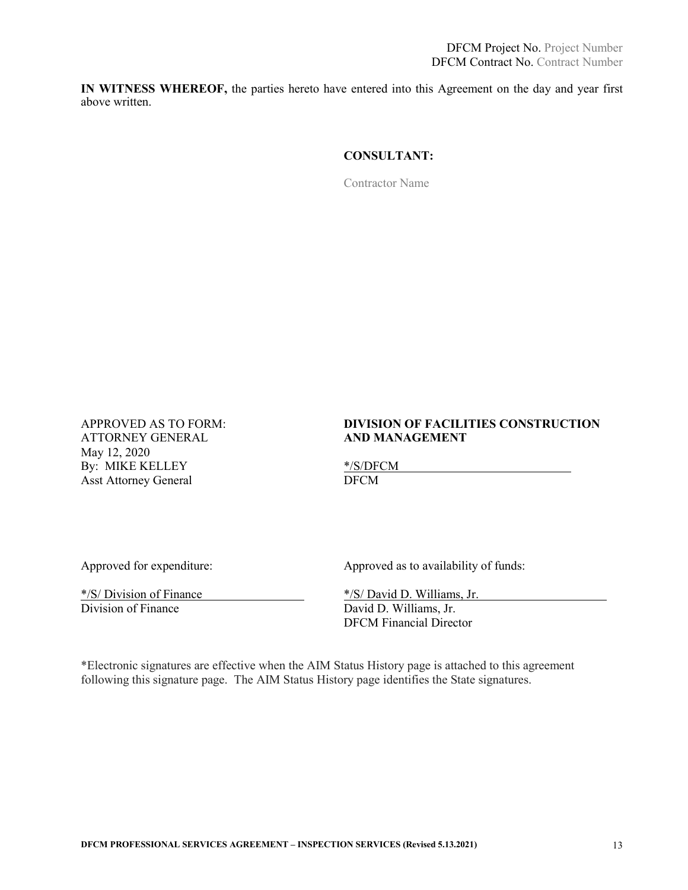DFCM Project No. Project Number
DFCM Contract No. Contract Number

**IN WITNESS WHEREOF,** the parties hereto have entered into this Agreement on the day and year first above written.

**CONSULTANT:**

Contractor Name

APPROVED AS TO FORM:
ATTORNEY GENERAL
May 12, 2020
By: MIKE KELLEY
Asst Attorney General

**DIVISION OF FACILITIES CONSTRUCTION AND MANAGEMENT**

*/S/DFCM
DFCM

Approved for expenditure:

*/S/ Division of Finance
Division of Finance

Approved as to availability of funds:

*/S/ David D. Williams, Jr.
David D. Williams, Jr.
DFCM Financial Director

*Electronic signatures are effective when the AIM Status History page is attached to this agreement following this signature page. The AIM Status History page identifies the State signatures.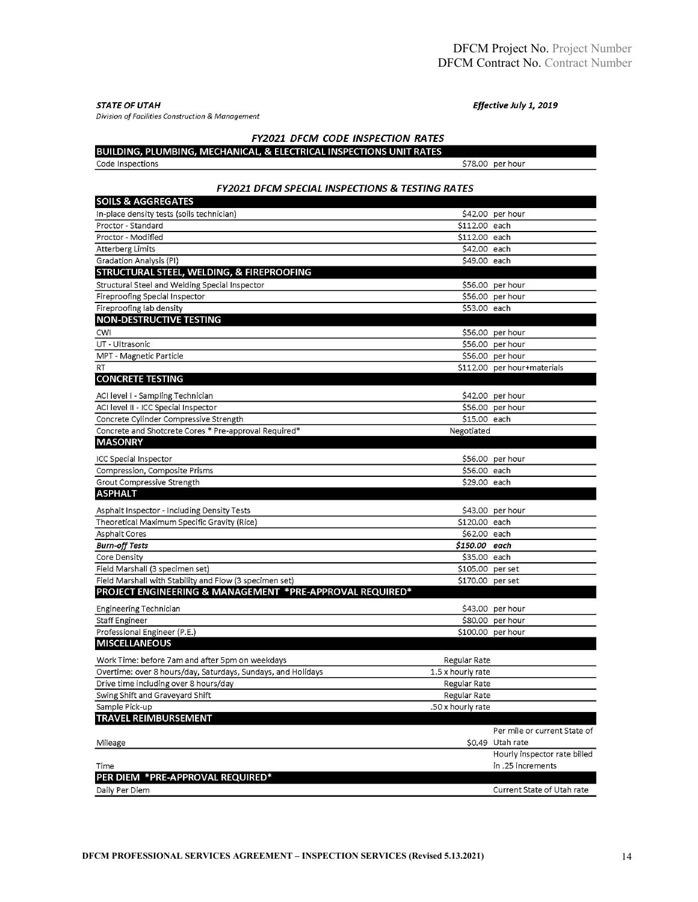DFCM Project No. Project Number
DFCM Contract No. Contract Number

***STATE OF UTAH***
*Division of Facilities Construction & Management*

***Effective July 1, 2019***

### *FY2021 DFCM CODE INSPECTION RATES*

| BUILDING, PLUMBING, MECHANICAL, & ELECTRICAL INSPECTIONS UNIT RATES | | |
|---|---|---|
| Code Inspections | $78.00 | per hour |

### *FY2021 DFCM SPECIAL INSPECTIONS & TESTING RATES*

| | | |
|---|---|---|
| **SOILS & AGGREGATES** | | |
| In-place density tests (soils technician) | $42.00 | per hour |
| Proctor - Standard | $112.00 | each |
| Proctor - Modified | $112.00 | each |
| Atterberg Limits | $42.00 | each |
| Gradation Analysis (PI) | $49.00 | each |
| **STRUCTURAL STEEL, WELDING, & FIREPROOFING** | | |
| Structural Steel and Welding Special Inspector | $56.00 | per hour |
| Fireproofing Special Inspector | $56.00 | per hour |
| Fireproofing lab density | $53.00 | each |
| **NON-DESTRUCTIVE TESTING** | | |
| CWI | $56.00 | per hour |
| UT - Ultrasonic | $56.00 | per hour |
| MPT - Magnetic Particle | $56.00 | per hour |
| RT | $112.00 | per hour+materials |
| **CONCRETE TESTING** | | |
| ACI level I - Sampling Technician | $42.00 | per hour |
| ACI level II - ICC Special Inspector | $56.00 | per hour |
| Concrete Cylinder Compressive Strength | $15.00 | each |
| Concrete and Shotcrete Cores * Pre-approval Required* | Negotiated | |
| **MASONRY** | | |
| ICC Special Inspector | $56.00 | per hour |
| Compression, Composite Prisms | $56.00 | each |
| Grout Compressive Strength | $29.00 | each |
| **ASPHALT** | | |
| Asphalt Inspector - Including Density Tests | $43.00 | per hour |
| Theoretical Maximum Specific Gravity (Rice) | $120.00 | each |
| Asphalt Cores | $62.00 | each |
| ***Burn-off Tests*** | ***$150.00*** | ***each*** |
| Core Density | $35.00 | each |
| Field Marshall (3 specimen set) | $105.00 | per set |
| Field Marshall with Stability and Flow (3 specimen set) | $170.00 | per set |
| **PROJECT ENGINEERING & MANAGEMENT *PRE-APPROVAL REQUIRED*** | | |
| Engineering Technician | $43.00 | per hour |
| Staff Engineer | $80.00 | per hour |
| Professional Engineer (P.E.) | $100.00 | per hour |
| **MISCELLANEOUS** | | |
| Work Time: before 7am and after 5pm on weekdays | Regular Rate | |
| Overtime: over 8 hours/day, Saturdays, Sundays, and Holidays | 1.5 x hourly rate | |
| Drive time including over 8 hours/day | Regular Rate | |
| Swing Shift and Graveyard Shift | Regular Rate | |
| Sample Pick-up | .50 x hourly rate | |
| **TRAVEL REIMBURSEMENT** | | |
| Mileage | $0.49 | Per mile or current State of Utah rate |
| Time | | Hourly inspector rate billed in .25 increments |
| **PER DIEM *PRE-APPROVAL REQUIRED*** | | |
| Daily Per Diem | | Current State of Utah rate |

DFCM PROFESSIONAL SERVICES AGREEMENT – INSPECTION SERVICES (Revised 5.13.2021)